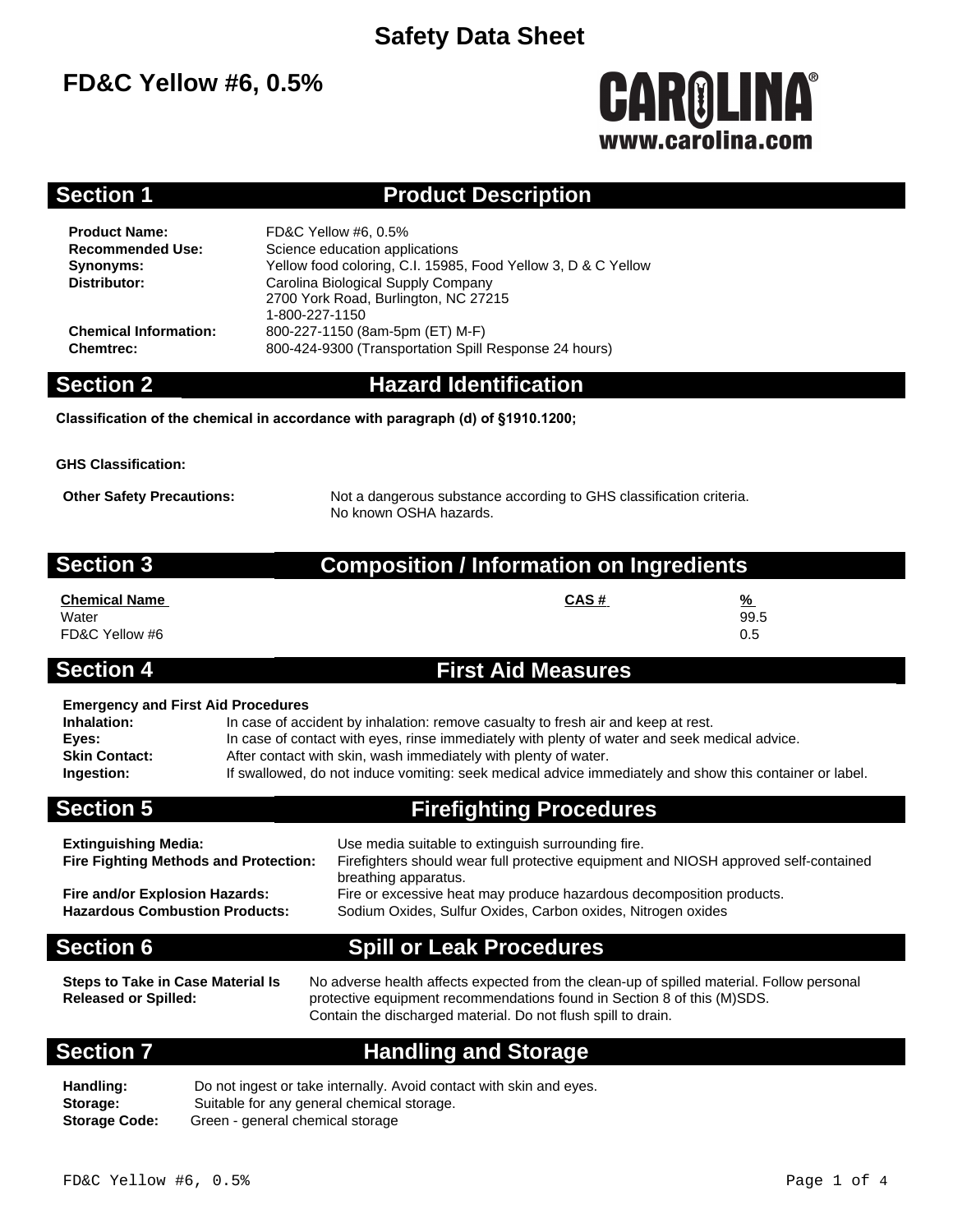# Safety Data Sheet

## FD&C Yellow #6, 0.5%

CAROLINA®
www.carolina.com

## Section 1 Product Description

**Product Name:** FD&C Yellow #6, 0.5%
**Recommended Use:** Science education applications
**Synonyms:** Yellow food coloring, C.I. 15985, Food Yellow 3, D & C Yellow
**Distributor:** Carolina Biological Supply Company
2700 York Road, Burlington, NC 27215
1-800-227-1150
**Chemical Information:** 800-227-1150 (8am-5pm (ET) M-F)
**Chemtrec:** 800-424-9300 (Transportation Spill Response 24 hours)

## Section 2 Hazard Identification

**Classification of the chemical in accordance with paragraph (d) of §1910.1200;**

**GHS Classification:**

**Other Safety Precautions:** Not a dangerous substance according to GHS classification criteria.
No known OSHA hazards.

## Section 3 Composition / Information on Ingredients

| Chemical Name | CAS # | % |
|---|---|---|
| Water | | 99.5 |
| FD&C Yellow #6 | | 0.5 |

## Section 4 First Aid Measures

**Emergency and First Aid Procedures**

**Inhalation:** In case of accident by inhalation: remove casualty to fresh air and keep at rest.
**Eyes:** In case of contact with eyes, rinse immediately with plenty of water and seek medical advice.
**Skin Contact:** After contact with skin, wash immediately with plenty of water.
**Ingestion:** If swallowed, do not induce vomiting: seek medical advice immediately and show this container or label.

## Section 5 Firefighting Procedures

**Extinguishing Media:** Use media suitable to extinguish surrounding fire.
**Fire Fighting Methods and Protection:** Firefighters should wear full protective equipment and NIOSH approved self-contained breathing apparatus.
**Fire and/or Explosion Hazards:** Fire or excessive heat may produce hazardous decomposition products.
**Hazardous Combustion Products:** Sodium Oxides, Sulfur Oxides, Carbon oxides, Nitrogen oxides

## Section 6 Spill or Leak Procedures

**Steps to Take in Case Material Is Released or Spilled:** No adverse health affects expected from the clean-up of spilled material. Follow personal protective equipment recommendations found in Section 8 of this (M)SDS.
Contain the discharged material. Do not flush spill to drain.

## Section 7 Handling and Storage

**Handling:** Do not ingest or take internally. Avoid contact with skin and eyes.
**Storage:** Suitable for any general chemical storage.
**Storage Code:** Green - general chemical storage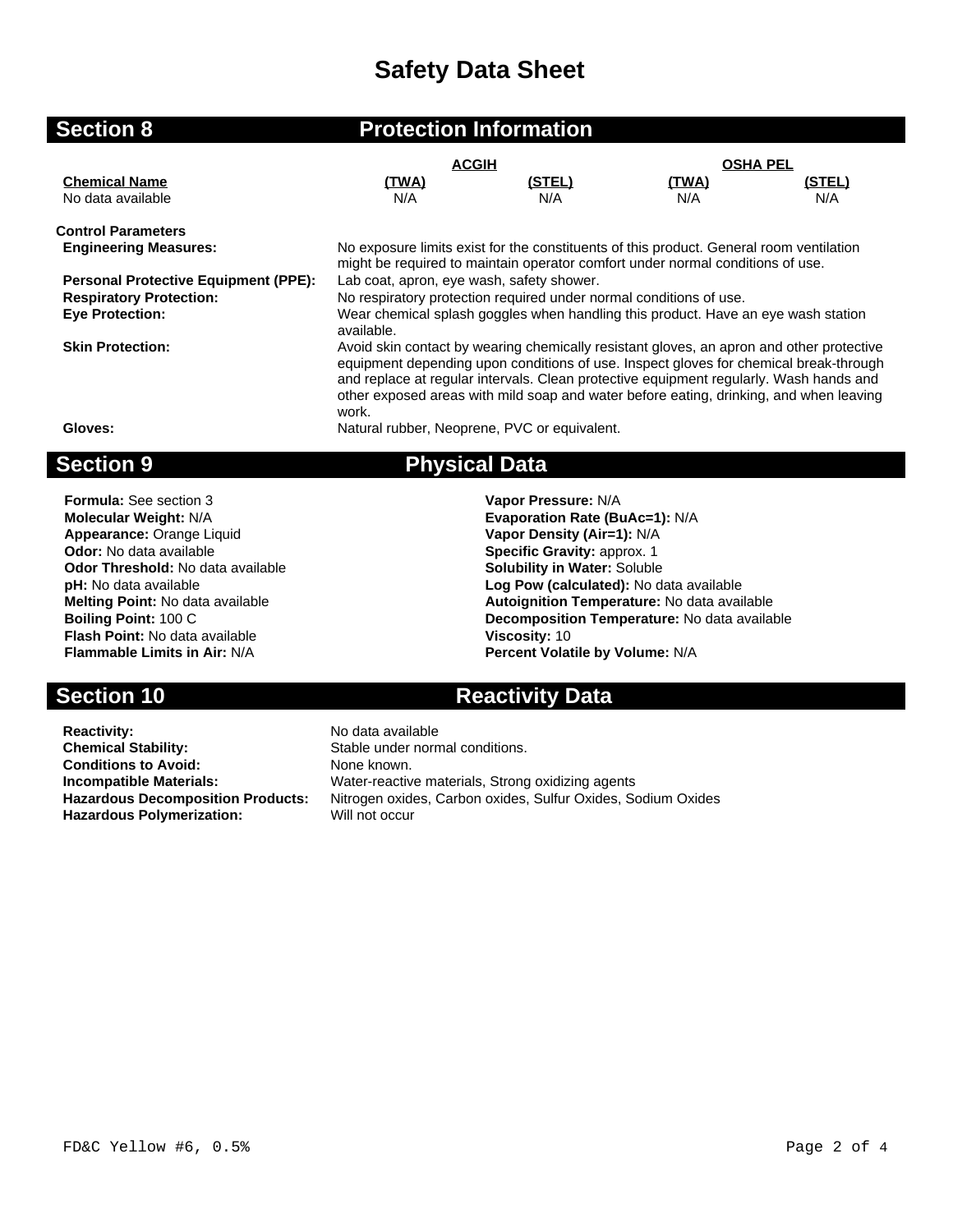# Safety Data Sheet

## Section 8 Protection Information

| Chemical Name | ACGIH (TWA) | ACGIH (STEL) | OSHA PEL (TWA) | OSHA PEL (STEL) |
|---|---|---|---|---|
| No data available | N/A | N/A | N/A | N/A |

**Control Parameters**

**Engineering Measures:** No exposure limits exist for the constituents of this product. General room ventilation might be required to maintain operator comfort under normal conditions of use.

**Personal Protective Equipment (PPE):** Lab coat, apron, eye wash, safety shower.

**Respiratory Protection:** No respiratory protection required under normal conditions of use.

**Eye Protection:** Wear chemical splash goggles when handling this product. Have an eye wash station available.

**Skin Protection:** Avoid skin contact by wearing chemically resistant gloves, an apron and other protective equipment depending upon conditions of use. Inspect gloves for chemical break-through and replace at regular intervals. Clean protective equipment regularly. Wash hands and other exposed areas with mild soap and water before eating, drinking, and when leaving work.

**Gloves:** Natural rubber, Neoprene, PVC or equivalent.

## Section 9 Physical Data

**Formula:** See section 3
**Molecular Weight:** N/A
**Appearance:** Orange Liquid
**Odor:** No data available
**Odor Threshold:** No data available
**pH:** No data available
**Melting Point:** No data available
**Boiling Point:** 100 C
**Flash Point:** No data available
**Flammable Limits in Air:** N/A

**Vapor Pressure:** N/A
**Evaporation Rate (BuAc=1):** N/A
**Vapor Density (Air=1):** N/A
**Specific Gravity:** approx. 1
**Solubility in Water:** Soluble
**Log Pow (calculated):** No data available
**Autoignition Temperature:** No data available
**Decomposition Temperature:** No data available
**Viscosity:** 10
**Percent Volatile by Volume:** N/A

## Section 10 Reactivity Data

**Reactivity:** No data available
**Chemical Stability:** Stable under normal conditions.
**Conditions to Avoid:** None known.
**Incompatible Materials:** Water-reactive materials, Strong oxidizing agents
**Hazardous Decomposition Products:** Nitrogen oxides, Carbon oxides, Sulfur Oxides, Sodium Oxides
**Hazardous Polymerization:** Will not occur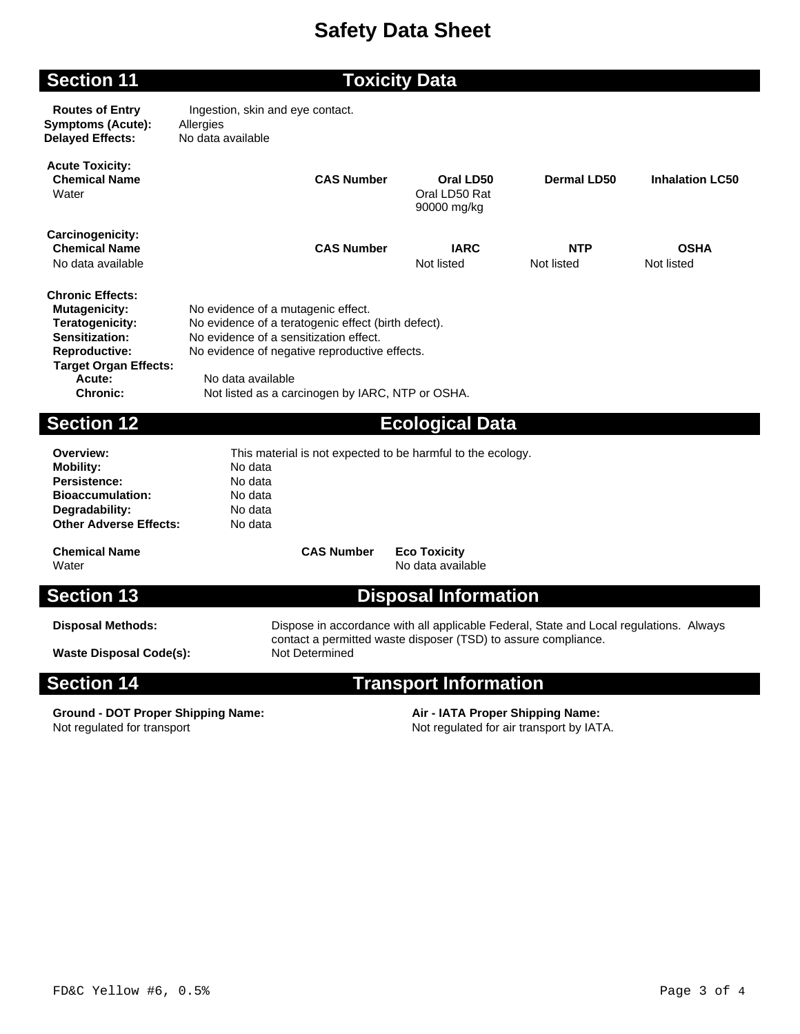# Safety Data Sheet

## Section 11 — Toxicity Data

**Routes of Entry** Ingestion, skin and eye contact.
**Symptoms (Acute):** Allergies
**Delayed Effects:** No data available

**Acute Toxicity:**

| Chemical Name | CAS Number | Oral LD50 | Dermal LD50 | Inhalation LC50 |
|---|---|---|---|---|
| Water | | Oral LD50 Rat 90000 mg/kg | | |

**Carcinogenicity:**

| Chemical Name | CAS Number | IARC | NTP | OSHA |
|---|---|---|---|---|
| No data available | | Not listed | Not listed | Not listed |

**Chronic Effects:**

**Mutagenicity:** No evidence of a mutagenic effect.
**Teratogenicity:** No evidence of a teratogenic effect (birth defect).
**Sensitization:** No evidence of a sensitization effect.
**Reproductive:** No evidence of negative reproductive effects.
**Target Organ Effects:**
**Acute:** No data available
**Chronic:** Not listed as a carcinogen by IARC, NTP or OSHA.

## Section 12 — Ecological Data

**Overview:** This material is not expected to be harmful to the ecology.
**Mobility:** No data
**Persistence:** No data
**Bioaccumulation:** No data
**Degradability:** No data
**Other Adverse Effects:** No data

| Chemical Name | CAS Number | Eco Toxicity |
|---|---|---|
| Water | | No data available |

## Section 13 — Disposal Information

**Disposal Methods:** Dispose in accordance with all applicable Federal, State and Local regulations. Always contact a permitted waste disposer (TSD) to assure compliance.
**Waste Disposal Code(s):** Not Determined

## Section 14 — Transport Information

**Ground - DOT Proper Shipping Name:**
Not regulated for transport

**Air - IATA Proper Shipping Name:**
Not regulated for air transport by IATA.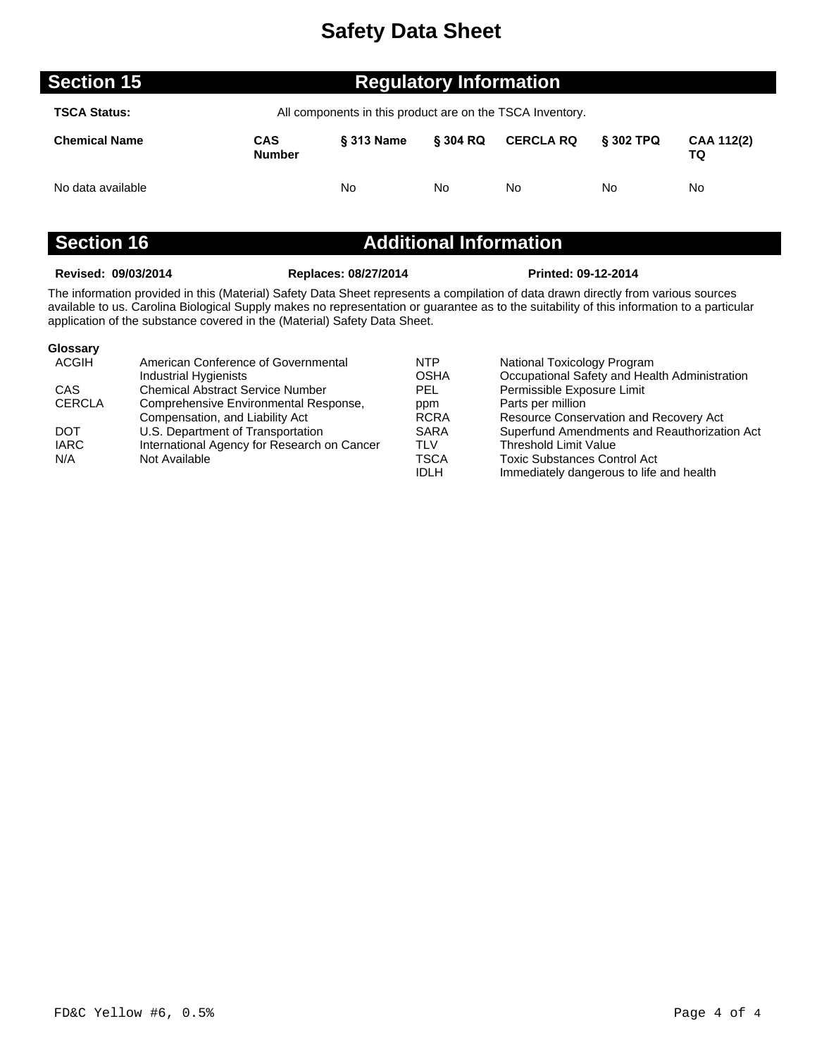# Safety Data Sheet

## Section 15 Regulatory Information

**TSCA Status:** All components in this product are on the TSCA Inventory.

| Chemical Name | CAS Number | § 313 Name | § 304 RQ | CERCLA RQ | § 302 TPQ | CAA 112(2) TQ |
|---|---|---|---|---|---|---|
| No data available | | No | No | No | No | No |

## Section 16 Additional Information

**Revised: 09/03/2014** **Replaces: 08/27/2014** **Printed: 09-12-2014**

The information provided in this (Material) Safety Data Sheet represents a compilation of data drawn directly from various sources available to us. Carolina Biological Supply makes no representation or guarantee as to the suitability of this information to a particular application of the substance covered in the (Material) Safety Data Sheet.

**Glossary**

| | |
|---|---|
| ACGIH | American Conference of Governmental Industrial Hygienists |
| CAS | Chemical Abstract Service Number |
| CERCLA | Comprehensive Environmental Response, Compensation, and Liability Act |
| DOT | U.S. Department of Transportation |
| IARC | International Agency for Research on Cancer |
| N/A | Not Available |
| NTP | National Toxicology Program |
| OSHA | Occupational Safety and Health Administration |
| PEL | Permissible Exposure Limit |
| ppm | Parts per million |
| RCRA | Resource Conservation and Recovery Act |
| SARA | Superfund Amendments and Reauthorization Act |
| TLV | Threshold Limit Value |
| TSCA | Toxic Substances Control Act |
| IDLH | Immediately dangerous to life and health |